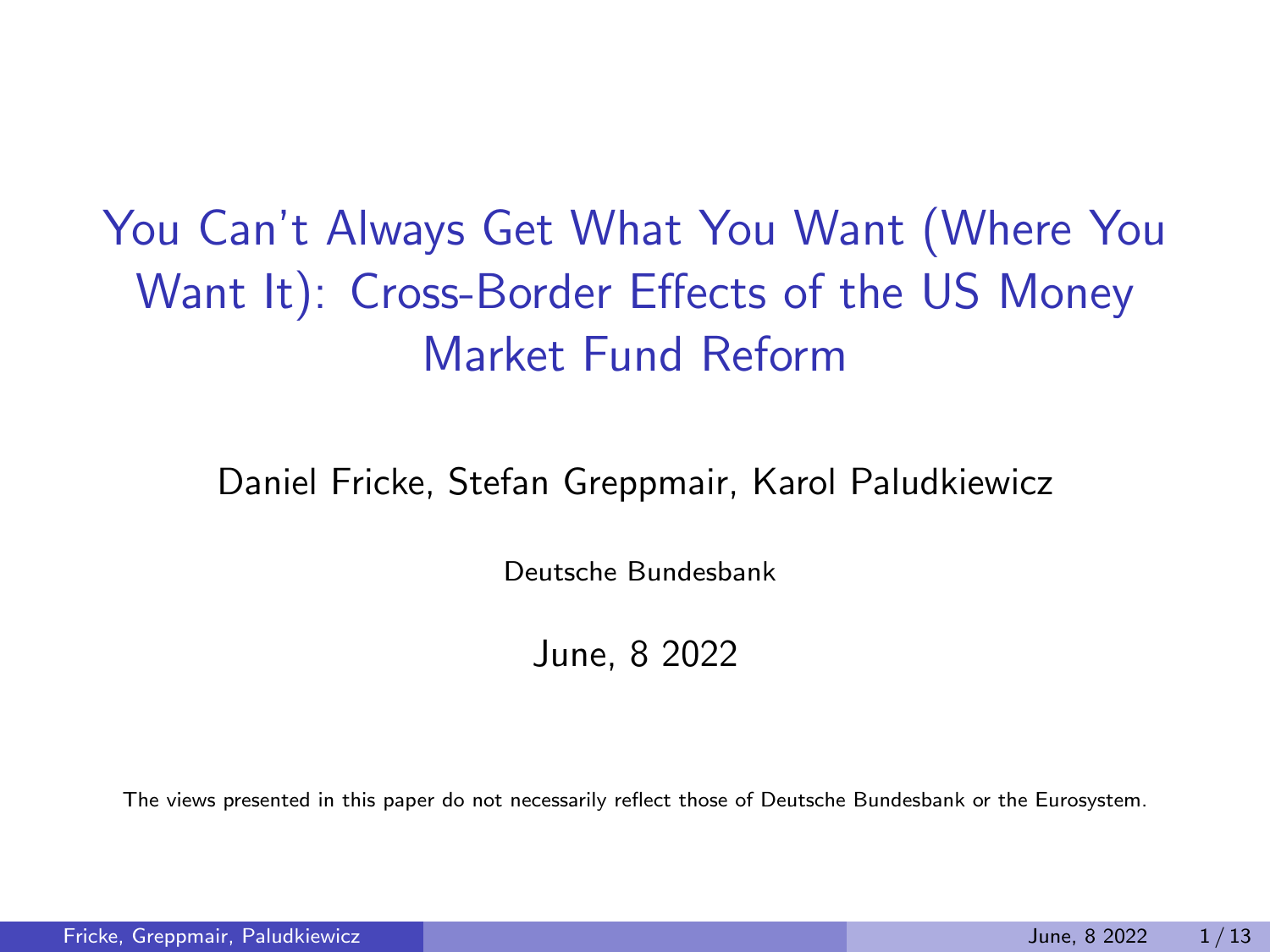# You Can't Always Get What You Want (Where You Want It): Cross-Border Effects of the US Money Market Fund Reform

Daniel Fricke, Stefan Greppmair, Karol Paludkiewicz

Deutsche Bundesbank

June, 8 2022

The views presented in this paper do not necessarily reflect those of Deutsche Bundesbank or the Eurosystem.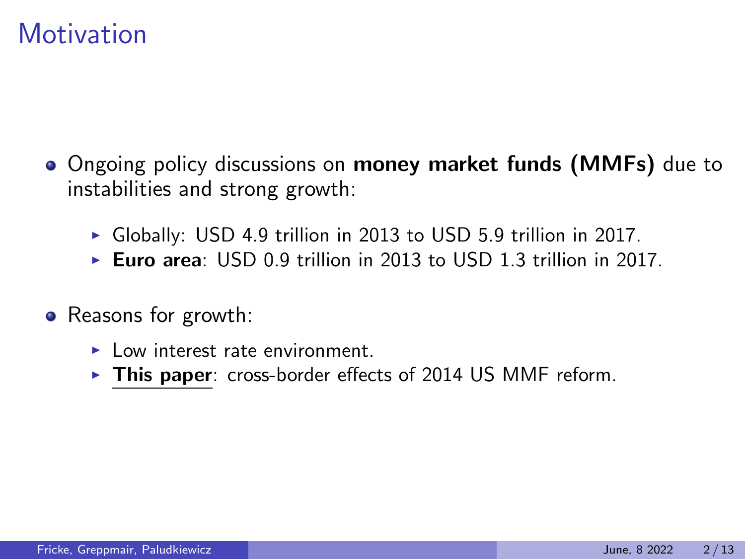# Motivation

- Ongoing policy discussions on **money market funds (MMFs)** due to instabilities and strong growth:
  - Globally: USD 4.9 trillion in 2013 to USD 5.9 trillion in 2017.
  - **Euro area**: USD 0.9 trillion in 2013 to USD 1.3 trillion in 2017.
- Reasons for growth:
  - Low interest rate environment.
  - **This paper**: cross-border effects of 2014 US MMF reform.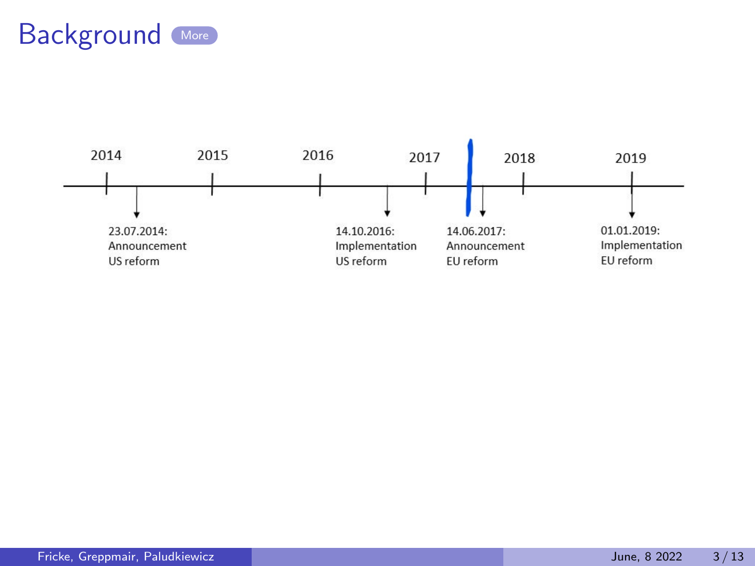# Background

2014 — 2015 — 2016 — 2017 — 2018 — 2019

- 23.07.2014: Announcement US reform
- 14.10.2016: Implementation US reform
- 14.06.2017: Announcement EU reform
- 01.01.2019: Implementation EU reform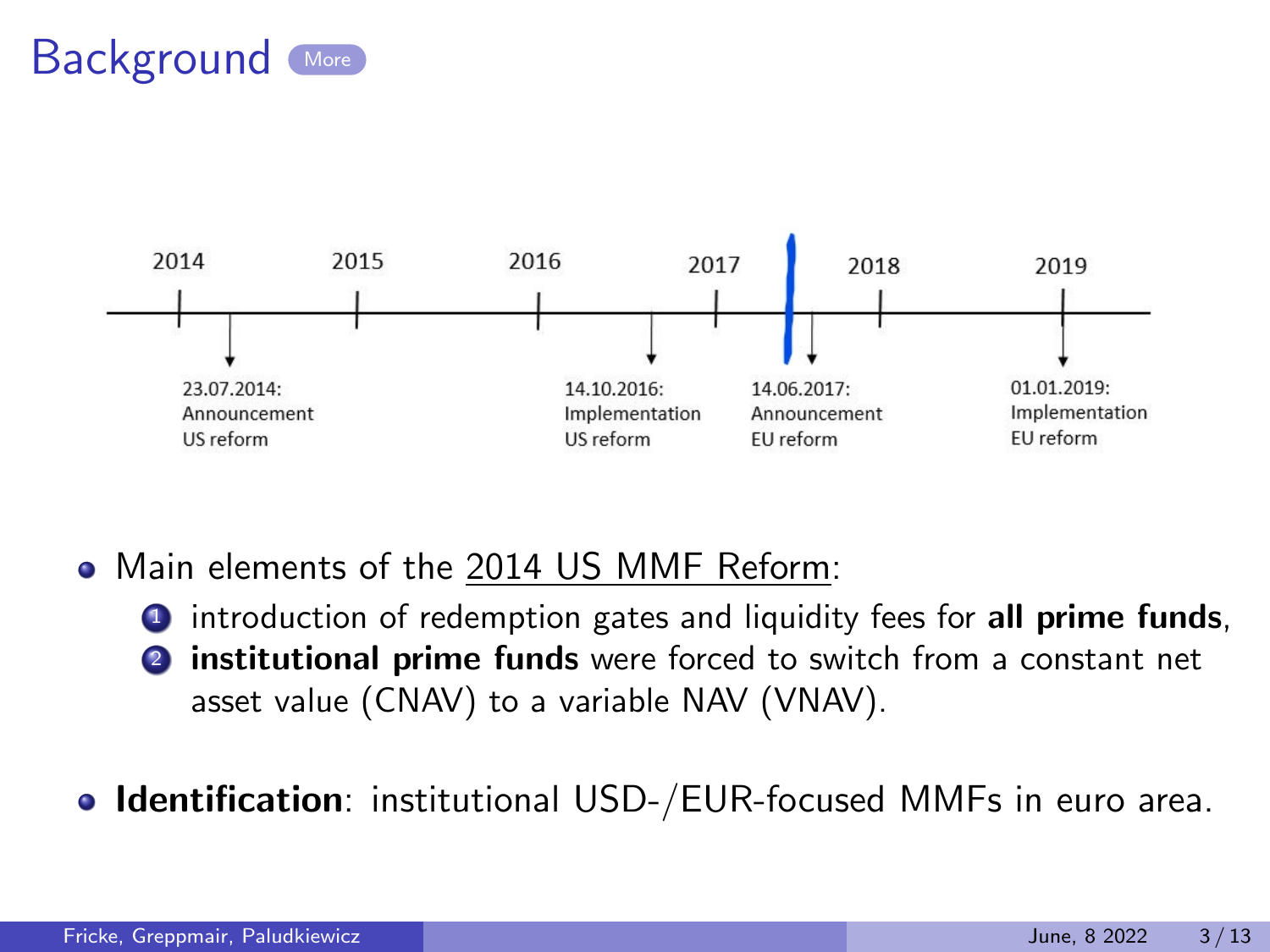# Background

2014 — 2015 — 2016 — 2017 — 2018 — 2019

- 23.07.2014: Announcement US reform
- 14.10.2016: Implementation US reform
- 14.06.2017: Announcement EU reform
- 01.01.2019: Implementation EU reform

- Main elements of the 2014 US MMF Reform:
  1. introduction of redemption gates and liquidity fees for **all prime funds**,
  2. **institutional prime funds** were forced to switch from a constant net asset value (CNAV) to a variable NAV (VNAV).

- **Identification**: institutional USD-/EUR-focused MMFs in euro area.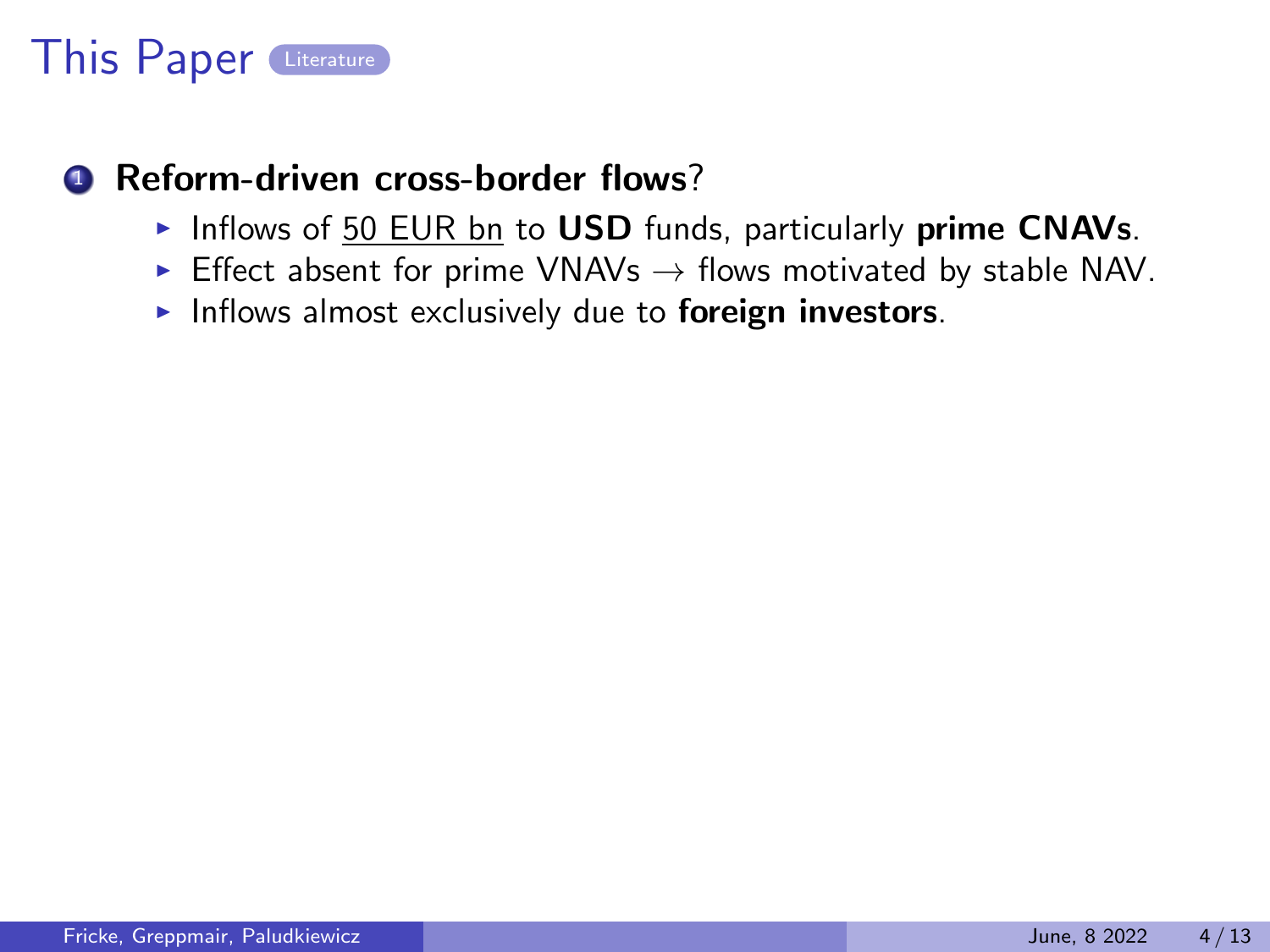# This Paper

1. **Reform-driven cross-border flows**?
   - Inflows of 50 EUR bn to **USD** funds, particularly **prime CNAVs**.
   - Effect absent for prime VNAVs $\rightarrow$ flows motivated by stable NAV.
   - Inflows almost exclusively due to **foreign investors**.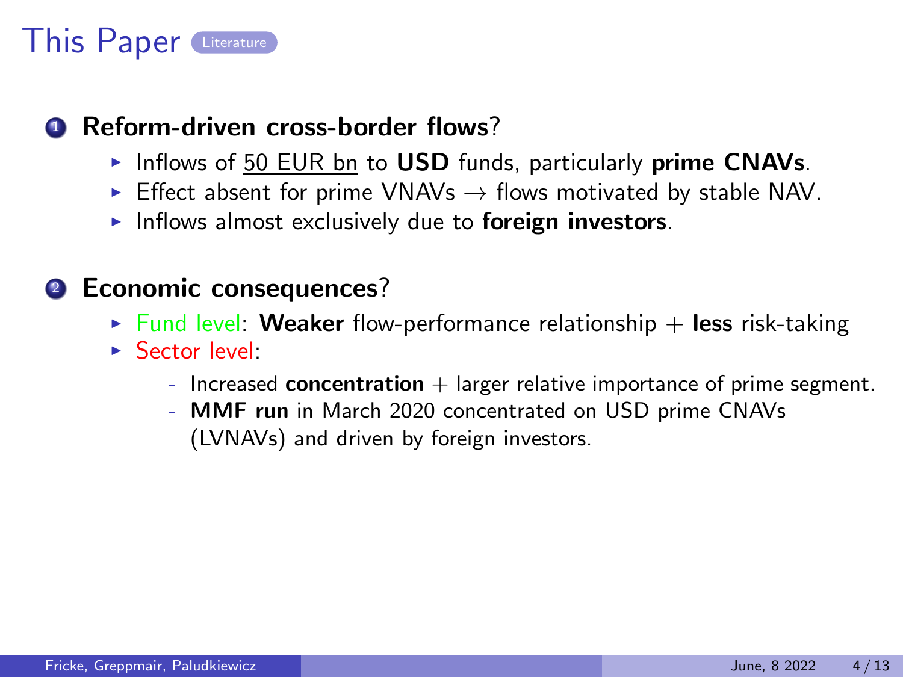# This Paper

Literature

1. **Reform-driven cross-border flows**?
   - Inflows of 50 EUR bn to **USD** funds, particularly **prime CNAVs**.
   - Effect absent for prime VNAVs → flows motivated by stable NAV.
   - Inflows almost exclusively due to **foreign investors**.

2. **Economic consequences**?
   - Fund level: **Weaker** flow-performance relationship + **less** risk-taking
   - Sector level:
     - Increased **concentration** + larger relative importance of prime segment.
     - **MMF run** in March 2020 concentrated on USD prime CNAVs (LVNAVs) and driven by foreign investors.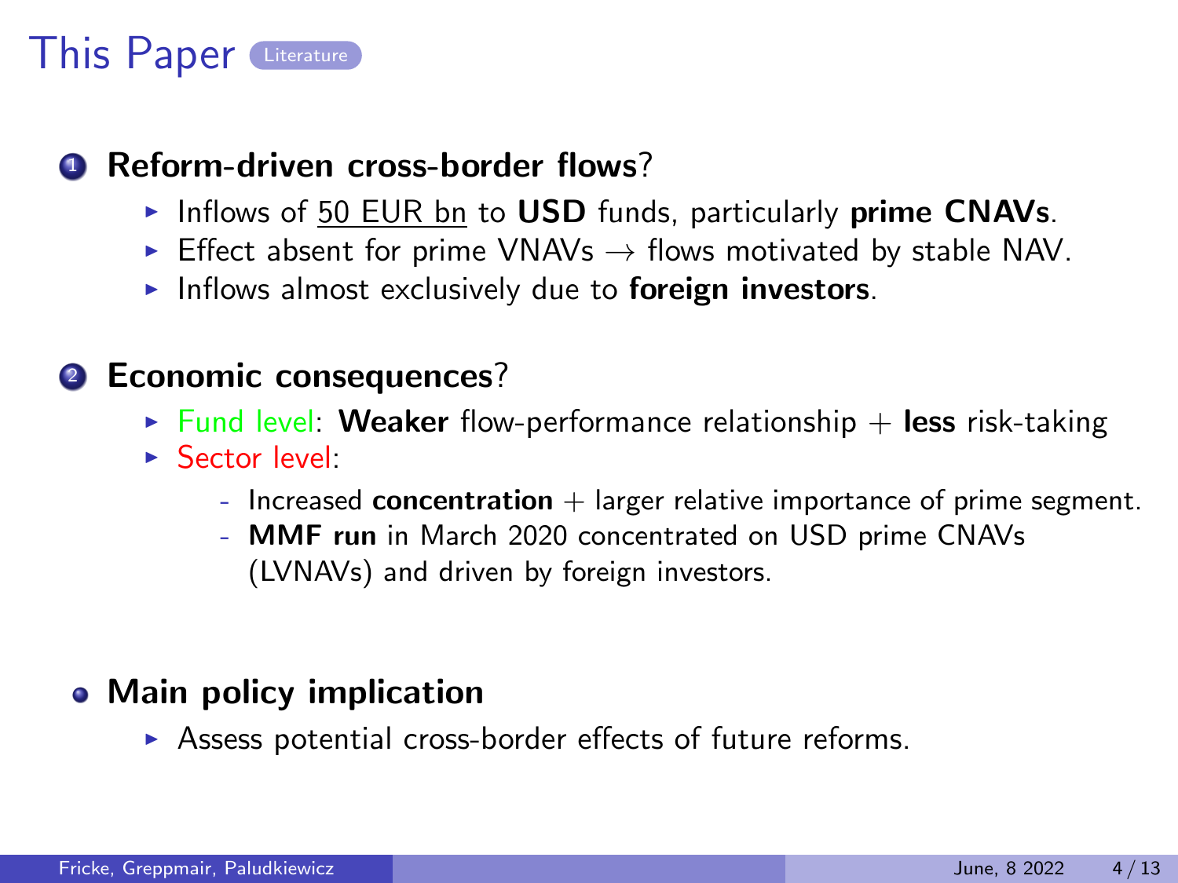# This Paper

Literature

1. **Reform-driven cross-border flows**?
   - Inflows of 50 EUR bn to **USD** funds, particularly **prime CNAVs**.
   - Effect absent for prime VNAVs → flows motivated by stable NAV.
   - Inflows almost exclusively due to **foreign investors**.

2. **Economic consequences**?
   - Fund level: **Weaker** flow-performance relationship + **less** risk-taking
   - Sector level:
     - Increased **concentration** + larger relative importance of prime segment.
     - **MMF run** in March 2020 concentrated on USD prime CNAVs (LVNAVs) and driven by foreign investors.

- **Main policy implication**
  - Assess potential cross-border effects of future reforms.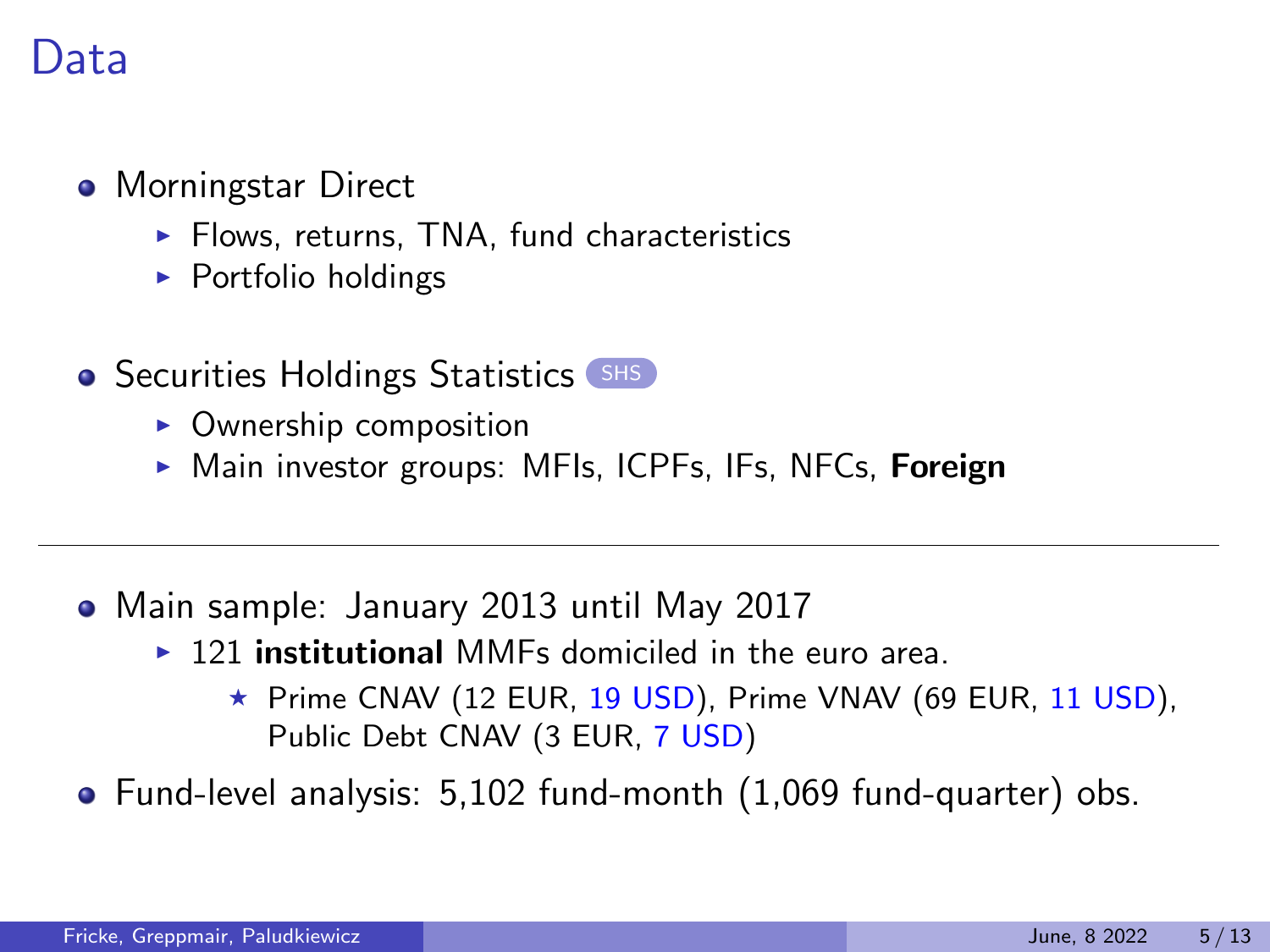# Data

- Morningstar Direct
  - Flows, returns, TNA, fund characteristics
  - Portfolio holdings
- Securities Holdings Statistics SHS
  - Ownership composition
  - Main investor groups: MFIs, ICPFs, IFs, NFCs, **Foreign**

---

- Main sample: January 2013 until May 2017
  - 121 **institutional** MMFs domiciled in the euro area.
    - ⋆ Prime CNAV (12 EUR, 19 USD), Prime VNAV (69 EUR, 11 USD), Public Debt CNAV (3 EUR, 7 USD)
- Fund-level analysis: 5,102 fund-month (1,069 fund-quarter) obs.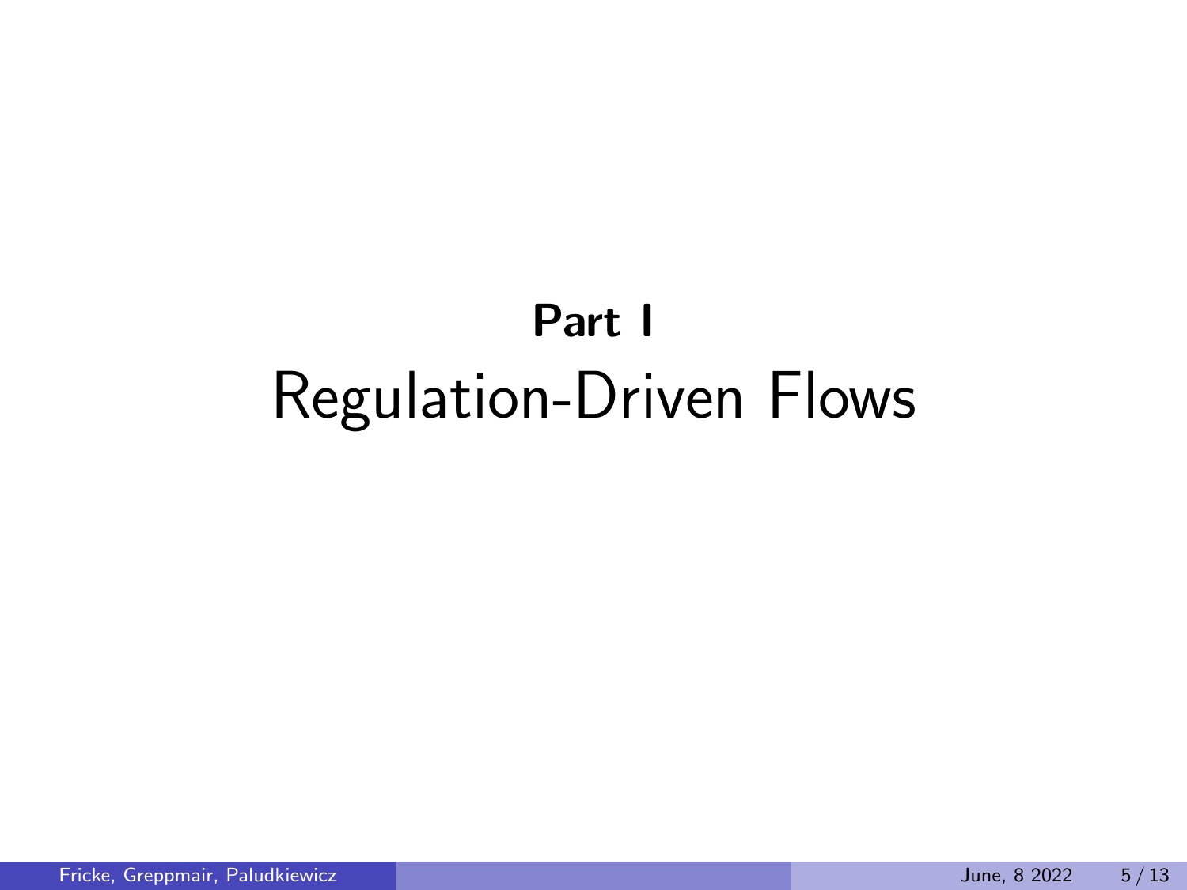**Part I**

# Regulation-Driven Flows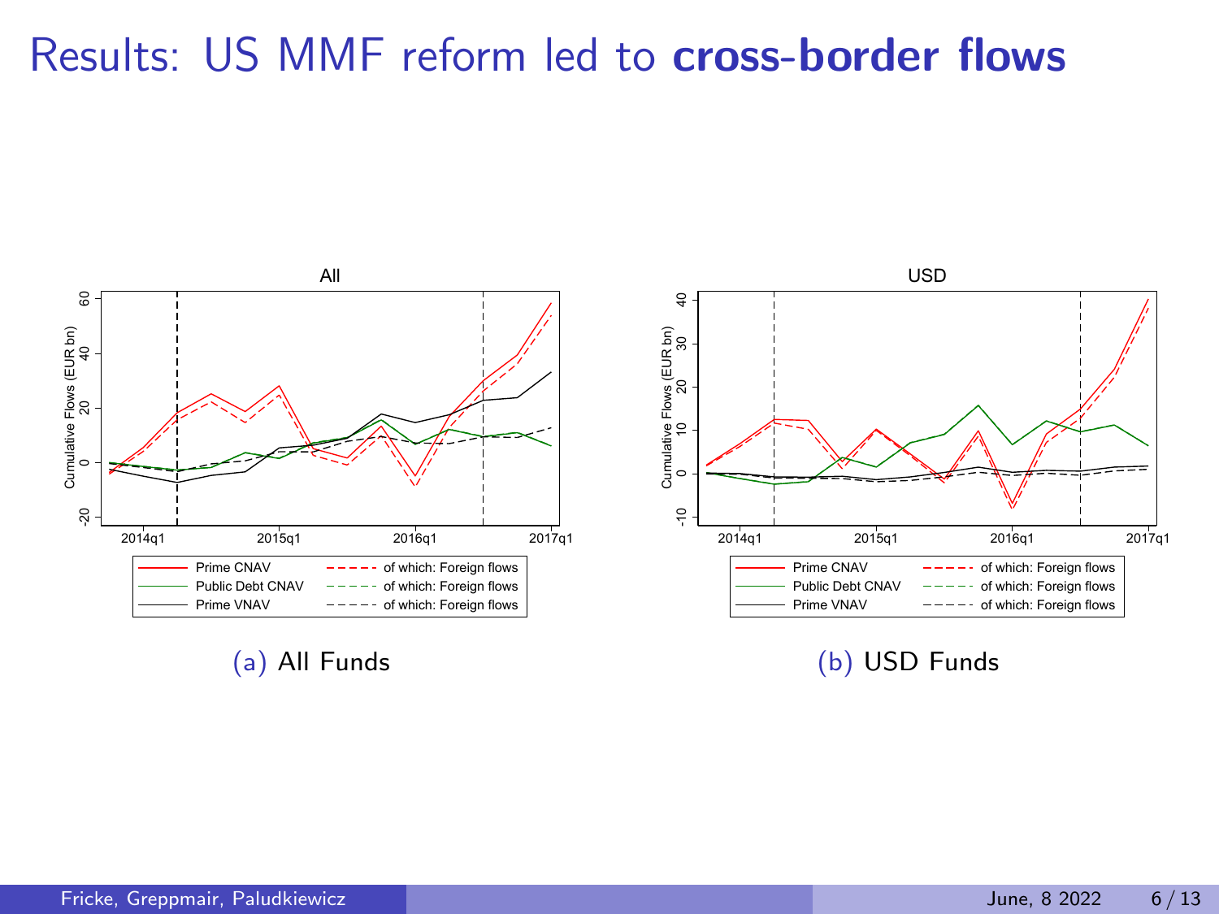# Results: US MMF reform led to **cross-border flows**

(a) All Funds

(b) USD Funds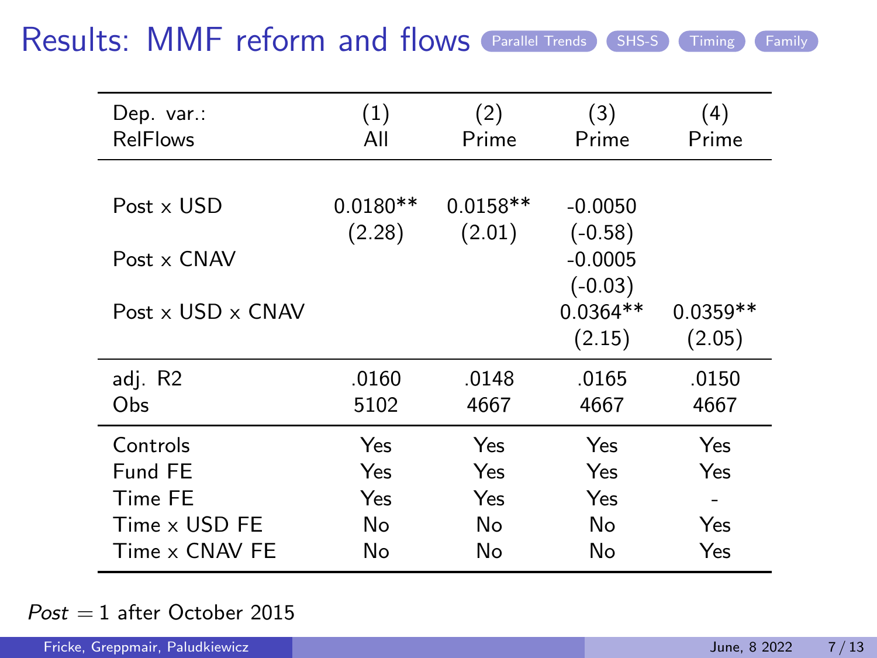# Results: MMF reform and flows

Parallel Trends | SHS-S | Timing | Family

| Dep. var.: RelFlows | (1) All | (2) Prime | (3) Prime | (4) Prime |
|---|---|---|---|---|
| Post x USD | 0.0180** | 0.0158** | -0.0050 | |
| | (2.28) | (2.01) | (-0.58) | |
| Post x CNAV | | | -0.0005 | |
| | | | (-0.03) | |
| Post x USD x CNAV | | | 0.0364** | 0.0359** |
| | | | (2.15) | (2.05) |
| adj. R2 | .0160 | .0148 | .0165 | .0150 |
| Obs | 5102 | 4667 | 4667 | 4667 |
| Controls | Yes | Yes | Yes | Yes |
| Fund FE | Yes | Yes | Yes | Yes |
| Time FE | Yes | Yes | Yes | - |
| Time x USD FE | No | No | No | Yes |
| Time x CNAV FE | No | No | No | Yes |

*Post* $= 1$ after October 2015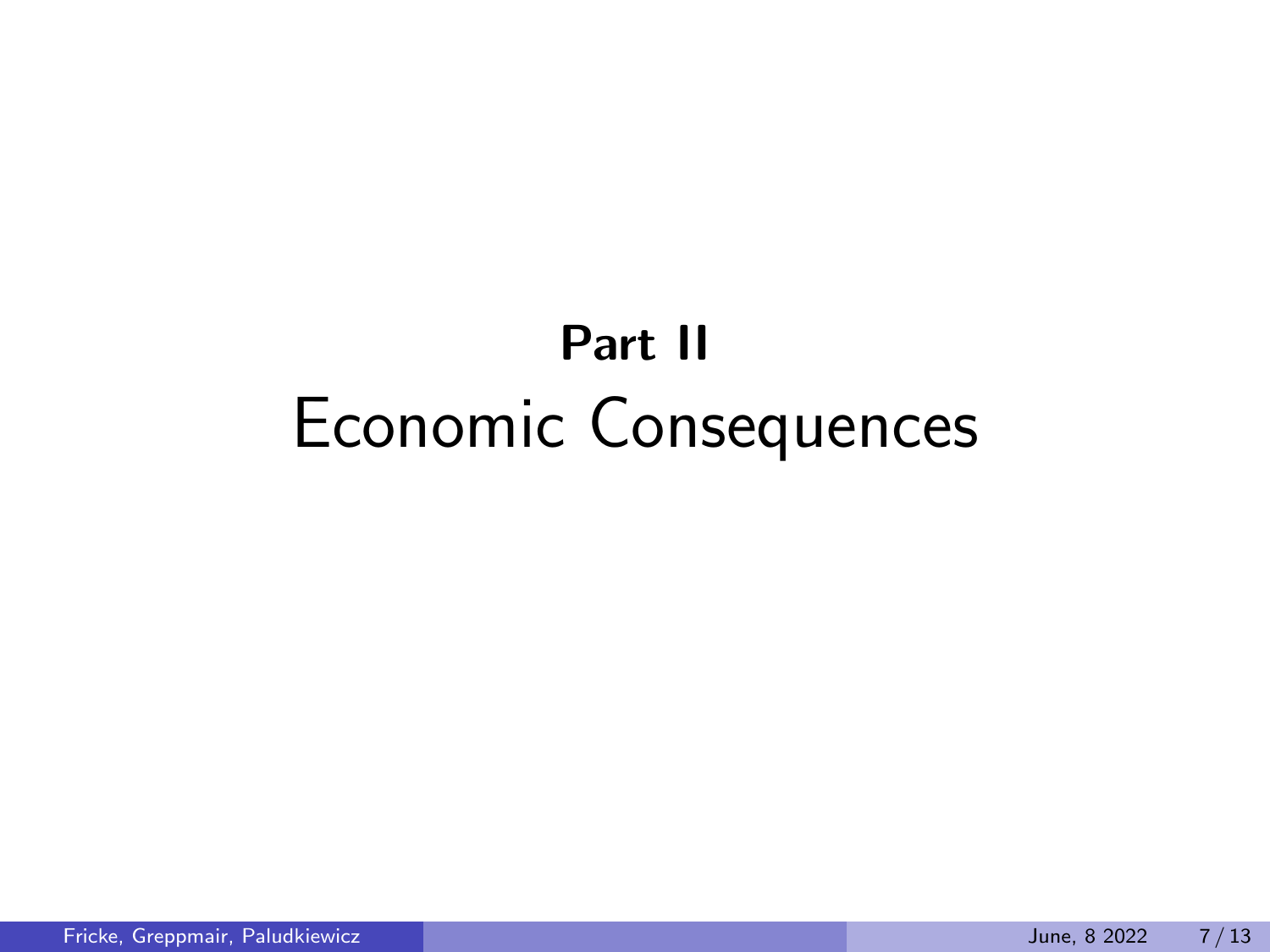# Part II
# Economic Consequences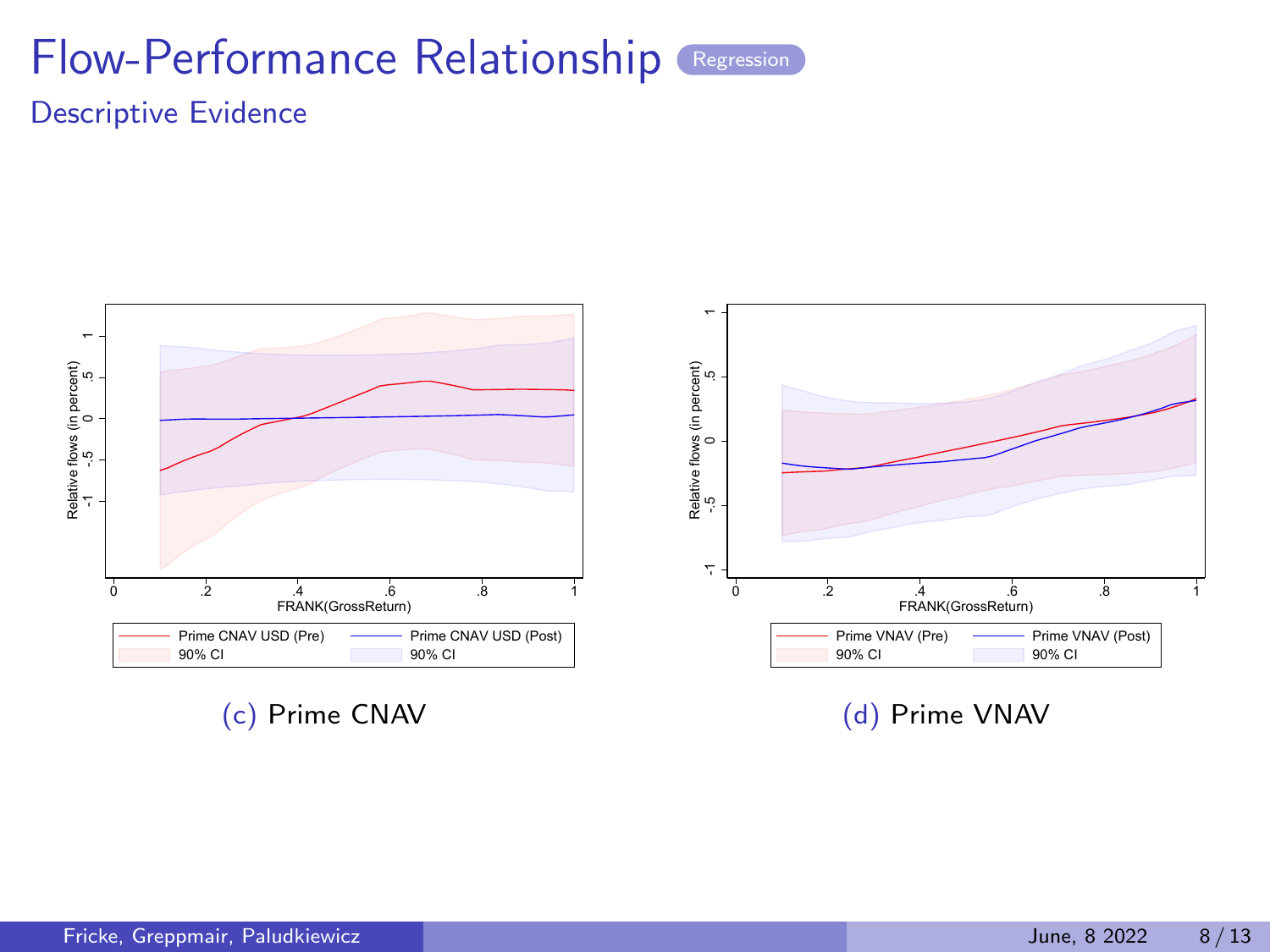# Flow-Performance Relationship

Regression

## Descriptive Evidence

(c) Prime CNAV

(d) Prime VNAV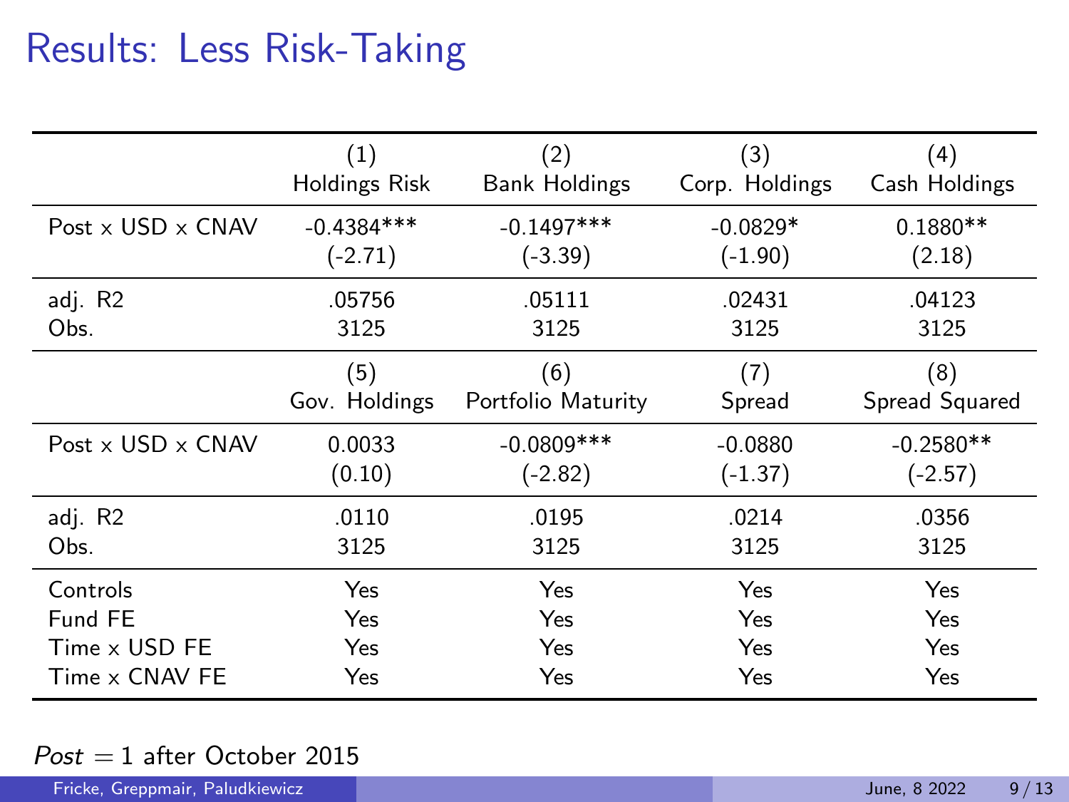# Results: Less Risk-Taking

| | (1) Holdings Risk | (2) Bank Holdings | (3) Corp. Holdings | (4) Cash Holdings |
|---|---|---|---|---|
| Post x USD x CNAV | -0.4384*** | -0.1497*** | -0.0829* | 0.1880** |
| | (-2.71) | (-3.39) | (-1.90) | (2.18) |
| adj. R2 | .05756 | .05111 | .02431 | .04123 |
| Obs. | 3125 | 3125 | 3125 | 3125 |
| | (5) Gov. Holdings | (6) Portfolio Maturity | (7) Spread | (8) Spread Squared |
| Post x USD x CNAV | 0.0033 | -0.0809*** | -0.0880 | -0.2580** |
| | (0.10) | (-2.82) | (-1.37) | (-2.57) |
| adj. R2 | .0110 | .0195 | .0214 | .0356 |
| Obs. | 3125 | 3125 | 3125 | 3125 |
| Controls | Yes | Yes | Yes | Yes |
| Fund FE | Yes | Yes | Yes | Yes |
| Time x USD FE | Yes | Yes | Yes | Yes |
| Time x CNAV FE | Yes | Yes | Yes | Yes |

*Post* = 1 after October 2015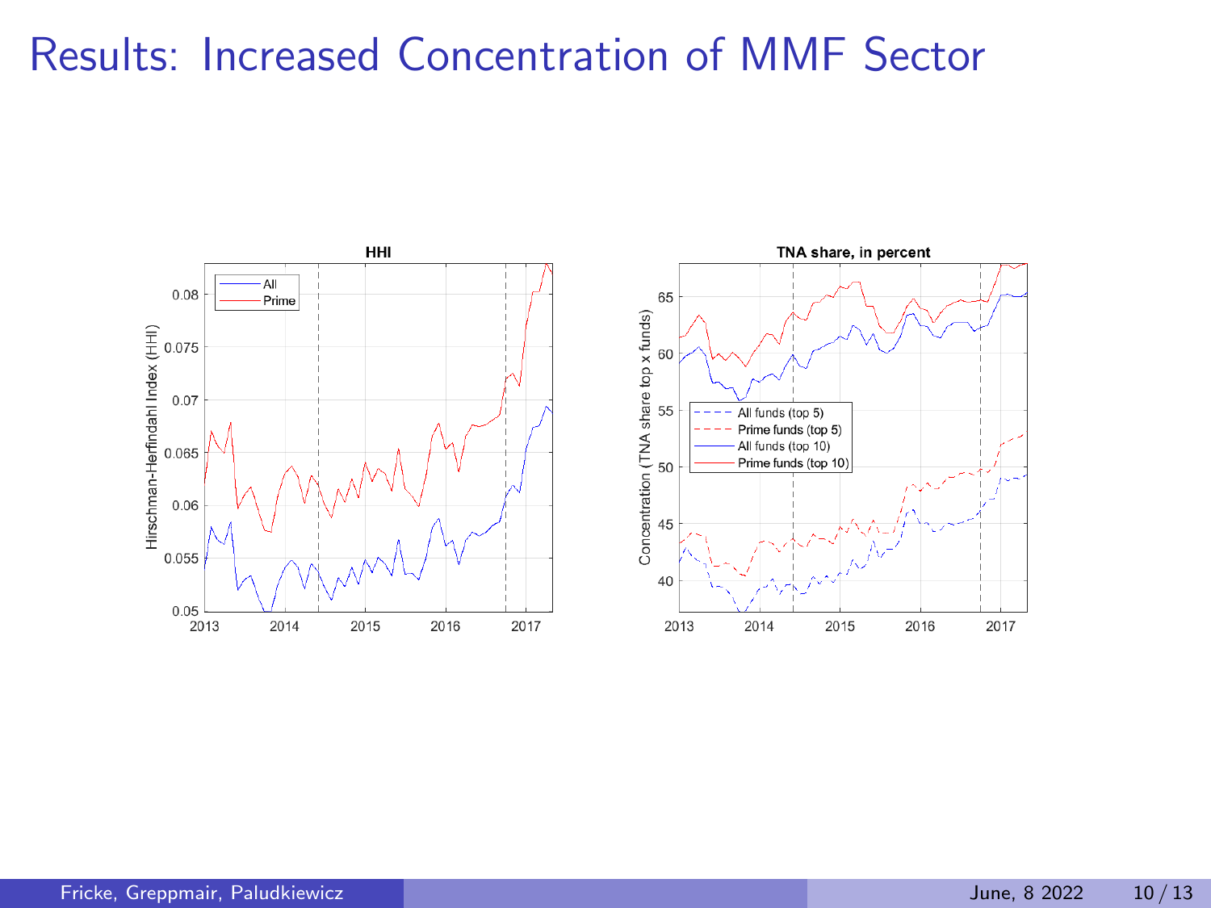# Results: Increased Concentration of MMF Sector

HHI

TNA share, in percent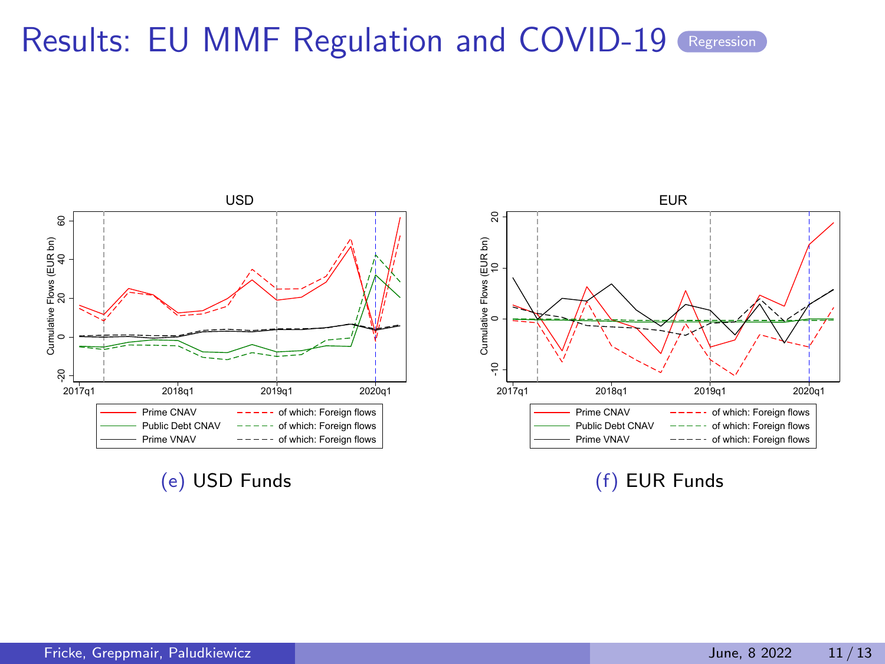# Results: EU MMF Regulation and COVID-19 Regression

(e) USD Funds

(f) EUR Funds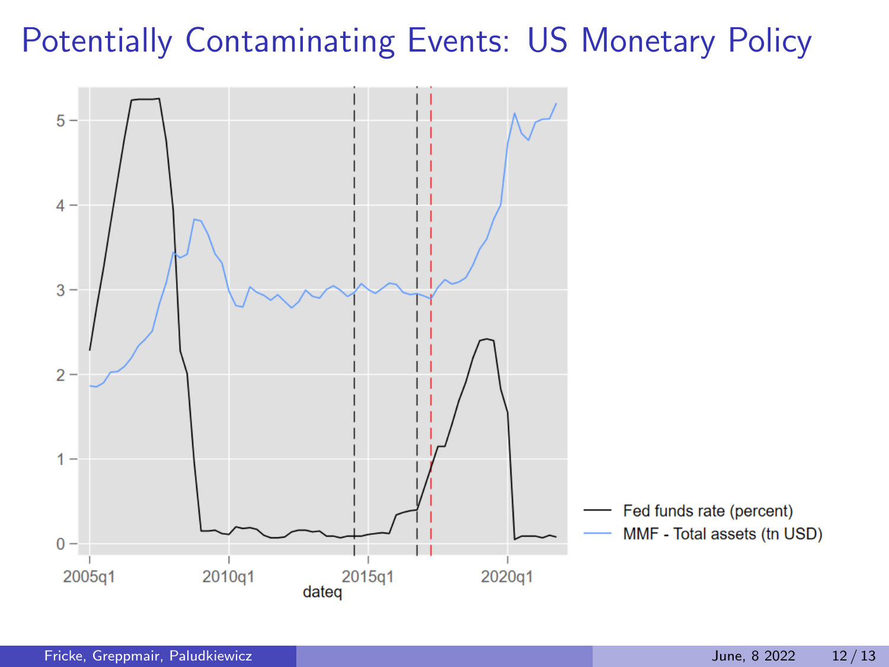# Potentially Contaminating Events: US Monetary Policy

Fed funds rate (percent)

MMF - Total assets (tn USD)

dateq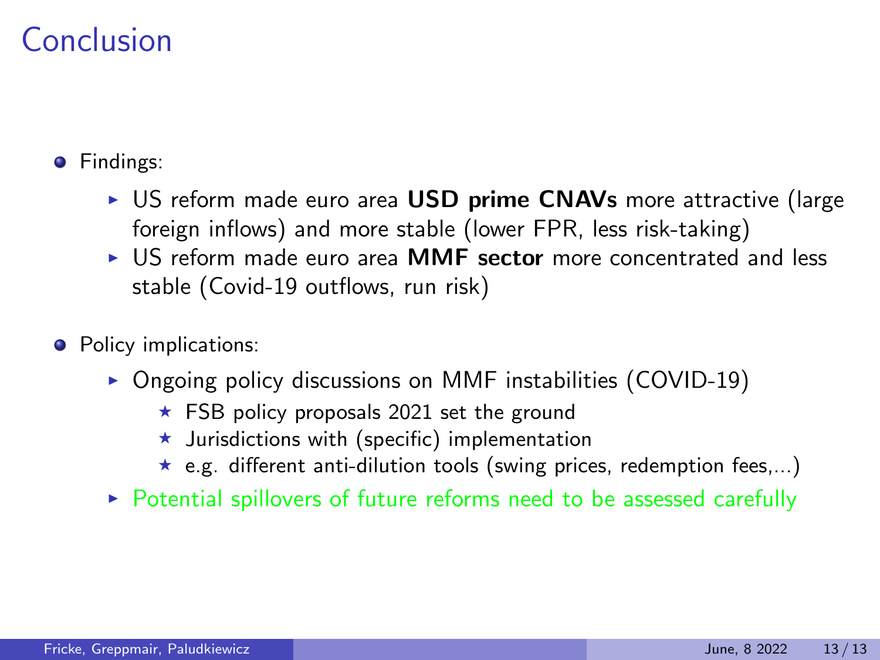# Conclusion

- Findings:
  - US reform made euro area **USD prime CNAVs** more attractive (large foreign inflows) and more stable (lower FPR, less risk-taking)
  - US reform made euro area **MMF sector** more concentrated and less stable (Covid-19 outflows, run risk)
- Policy implications:
  - Ongoing policy discussions on MMF instabilities (COVID-19)
    - FSB policy proposals 2021 set the ground
    - Jurisdictions with (specific) implementation
    - e.g. different anti-dilution tools (swing prices, redemption fees,...)
  - Potential spillovers of future reforms need to be assessed carefully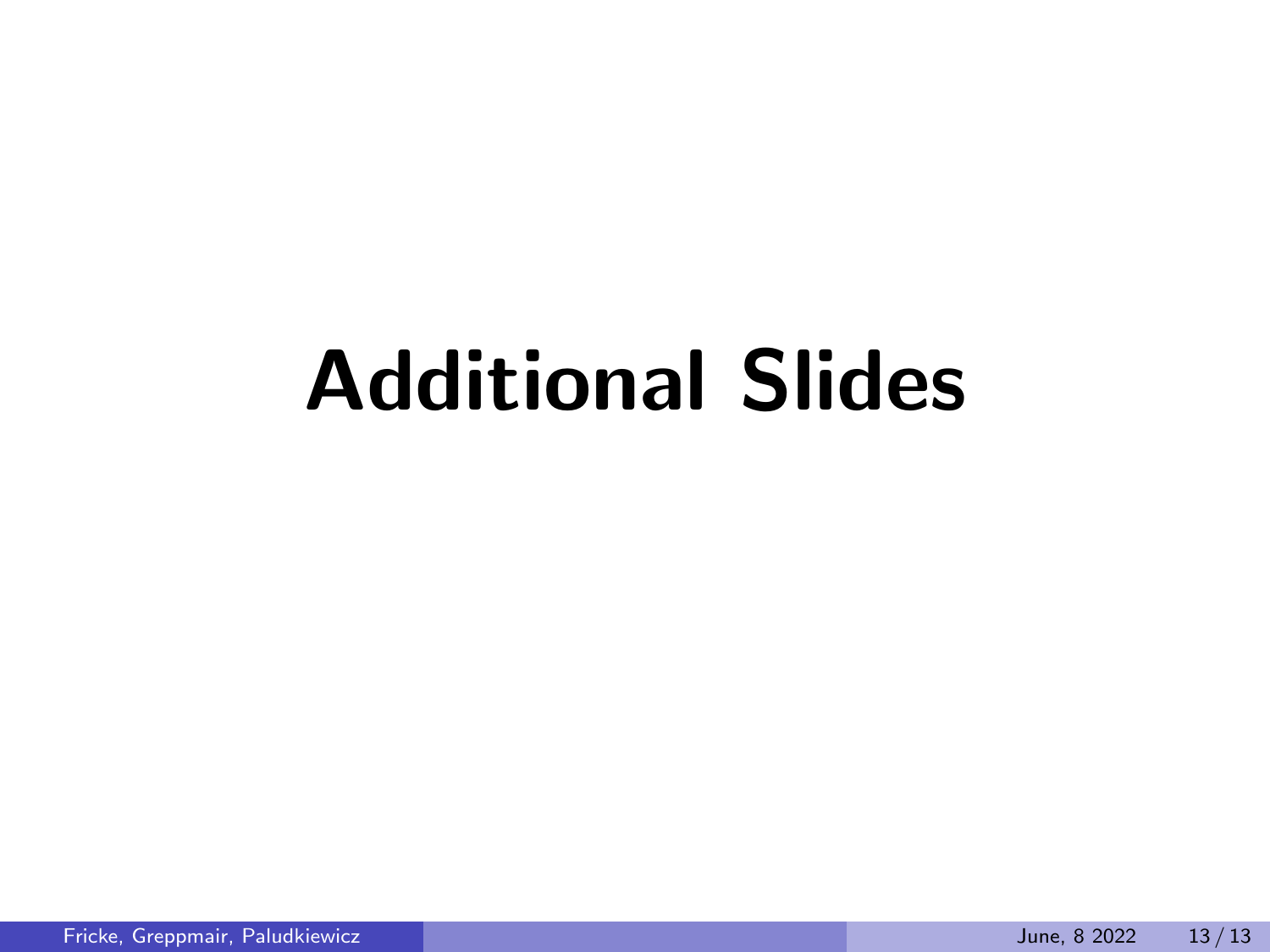# Additional Slides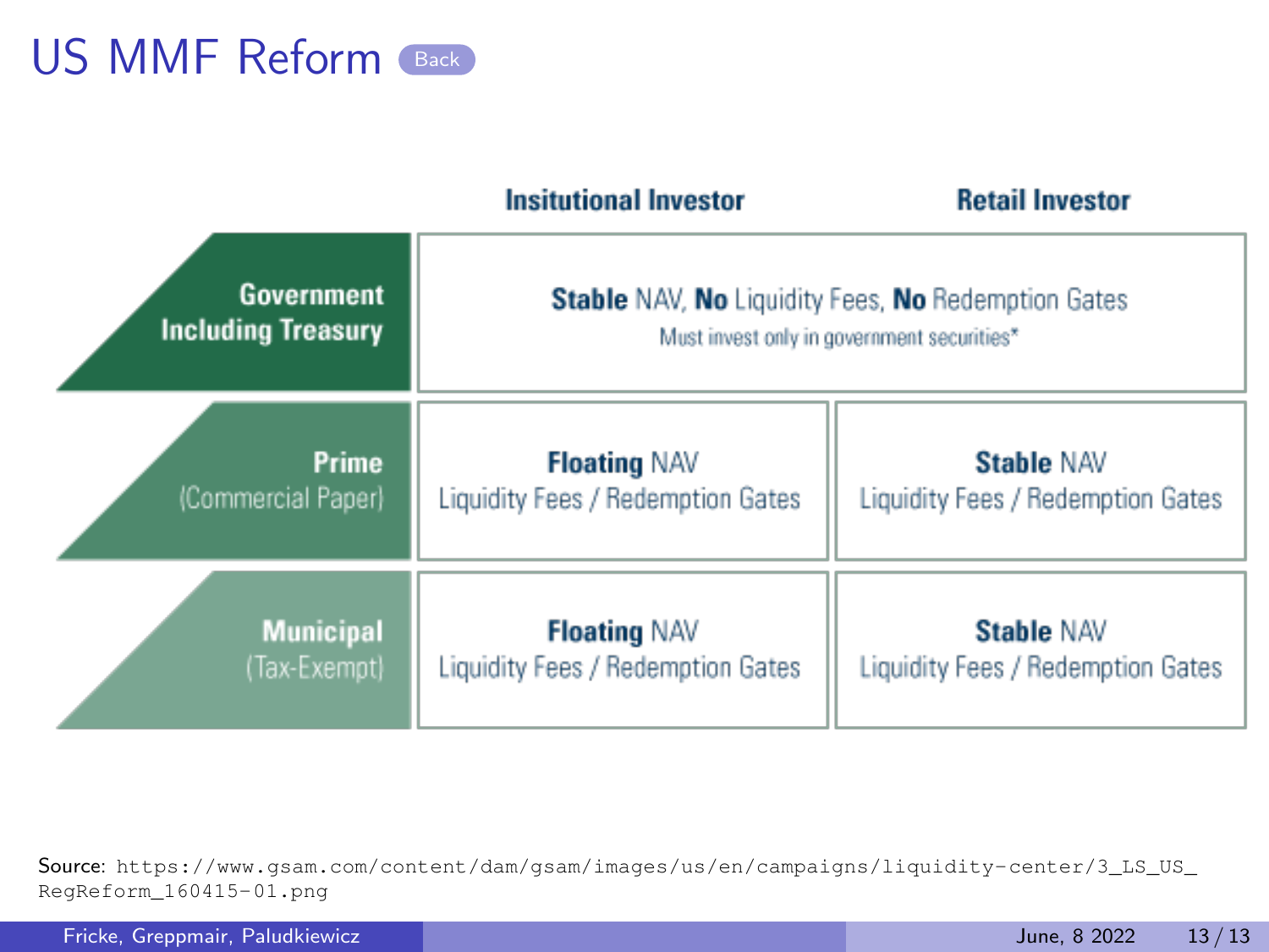# US MMF Reform

| | Insitutional Investor | Retail Investor |
|---|---|---|
| **Government Including Treasury** | **Stable** NAV, **No** Liquidity Fees, **No** Redemption Gates<br>Must invest only in government securities* | |
| **Prime** (Commercial Paper) | **Floating** NAV<br>Liquidity Fees / Redemption Gates | **Stable** NAV<br>Liquidity Fees / Redemption Gates |
| **Municipal** (Tax-Exempt) | **Floating** NAV<br>Liquidity Fees / Redemption Gates | **Stable** NAV<br>Liquidity Fees / Redemption Gates |

Source: https://www.gsam.com/content/dam/gsam/images/us/en/campaigns/liquidity-center/3_LS_US_RegReform_160415-01.png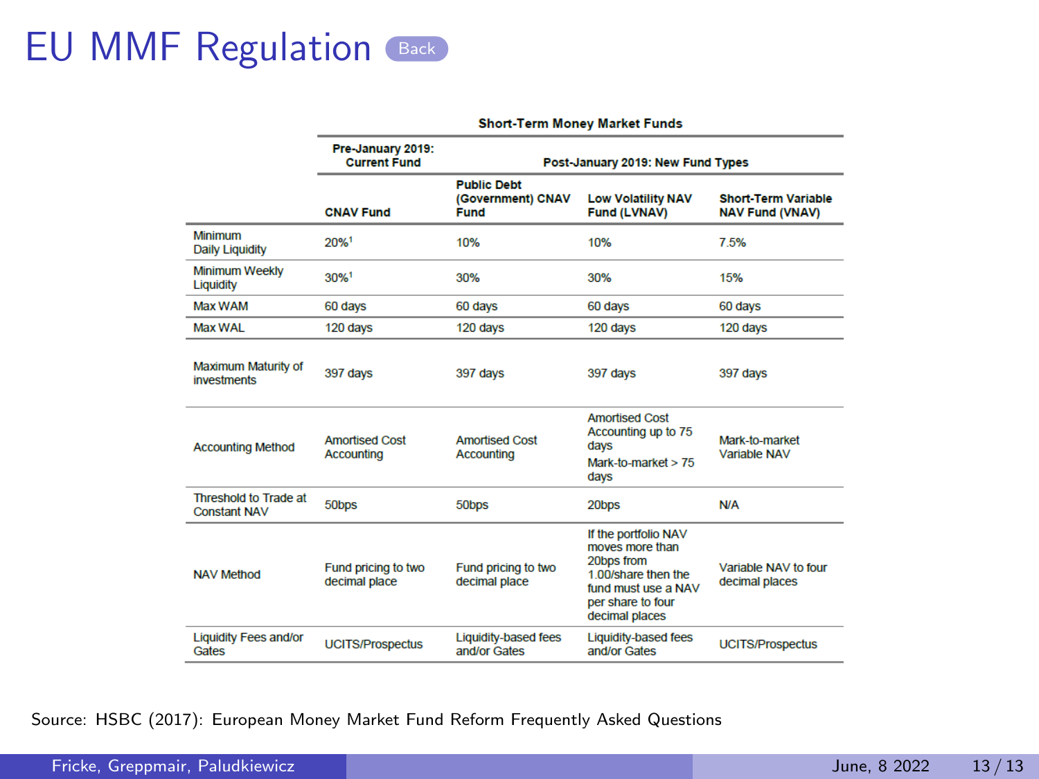# EU MMF Regulation

| | Short-Term Money Market Funds | | | |
|---|---|---|---|---|
| | Pre-January 2019: Current Fund | Post-January 2019: New Fund Types | | |
| | CNAV Fund | Public Debt (Government) CNAV Fund | Low Volatility NAV Fund (LVNAV) | Short-Term Variable NAV Fund (VNAV) |
| Minimum Daily Liquidity | 20%[1] | 10% | 10% | 7.5% |
| Minimum Weekly Liquidity | 30%[1] | 30% | 30% | 15% |
| Max WAM | 60 days | 60 days | 60 days | 60 days |
| Max WAL | 120 days | 120 days | 120 days | 120 days |
| Maximum Maturity of investments | 397 days | 397 days | 397 days | 397 days |
| Accounting Method | Amortised Cost Accounting | Amortised Cost Accounting | Amortised Cost Accounting up to 75 days Mark-to-market > 75 days | Mark-to-market Variable NAV |
| Threshold to Trade at Constant NAV | 50bps | 50bps | 20bps | N/A |
| NAV Method | Fund pricing to two decimal place | Fund pricing to two decimal place | If the portfolio NAV moves more than 20bps from 1.00/share then the fund must use a NAV per share to four decimal places | Variable NAV to four decimal places |
| Liquidity Fees and/or Gates | UCITS/Prospectus | Liquidity-based fees and/or Gates | Liquidity-based fees and/or Gates | UCITS/Prospectus |

Source: HSBC (2017): European Money Market Fund Reform Frequently Asked Questions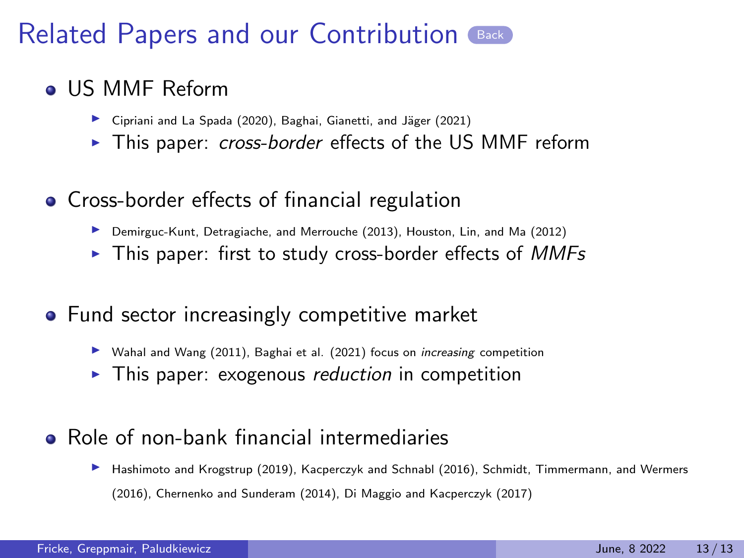# Related Papers and our Contribution

- US MMF Reform
  - Cipriani and La Spada (2020), Baghai, Gianetti, and Jäger (2021)
  - This paper: *cross-border* effects of the US MMF reform
- Cross-border effects of financial regulation
  - Demirguc-Kunt, Detragiache, and Merrouche (2013), Houston, Lin, and Ma (2012)
  - This paper: first to study cross-border effects of *MMFs*
- Fund sector increasingly competitive market
  - Wahal and Wang (2011), Baghai et al. (2021) focus on *increasing* competition
  - This paper: exogenous *reduction* in competition
- Role of non-bank financial intermediaries
  - Hashimoto and Krogstrup (2019), Kacperczyk and Schnabl (2016), Schmidt, Timmermann, and Wermers (2016), Chernenko and Sunderam (2014), Di Maggio and Kacperczyk (2017)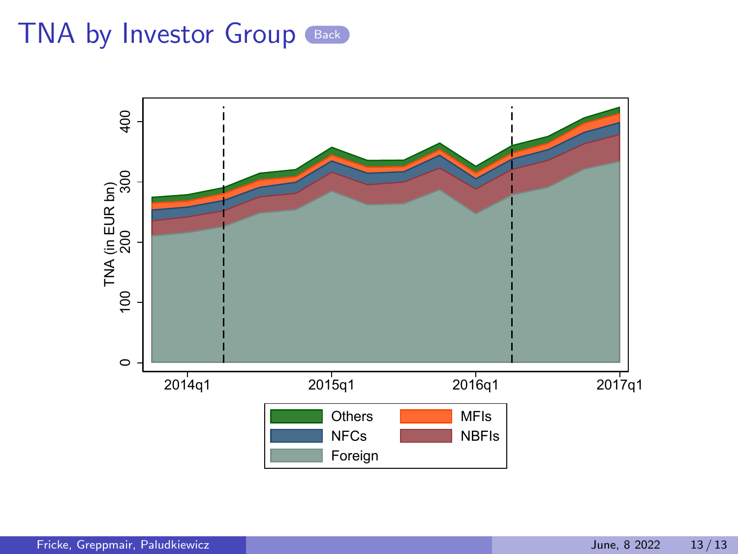# TNA by Investor Group

Back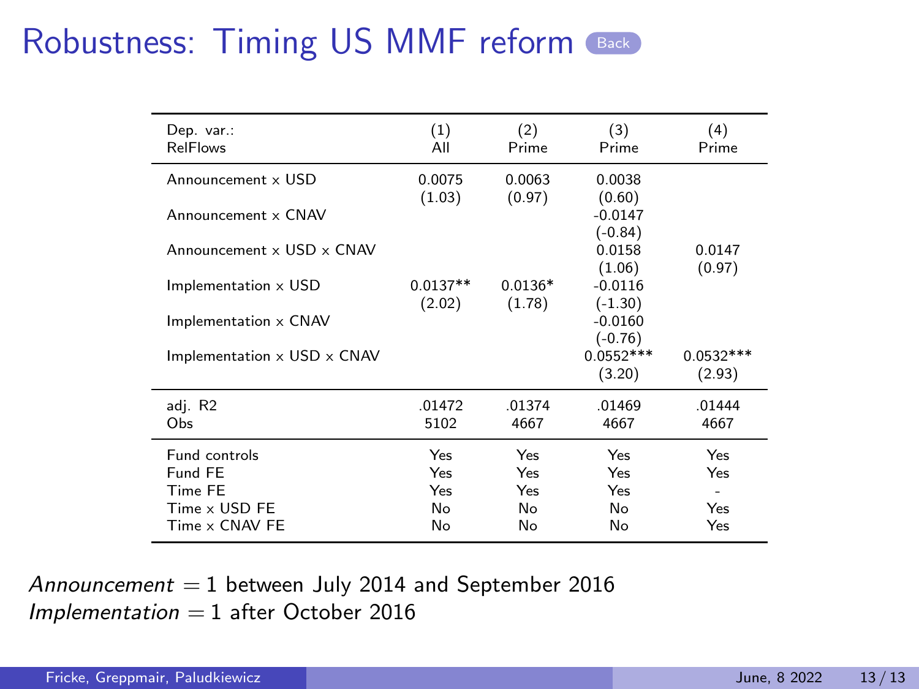# Robustness: Timing US MMF reform

| Dep. var.: RelFlows | (1) All | (2) Prime | (3) Prime | (4) Prime |
|---|---|---|---|---|
| Announcement × USD | 0.0075 | 0.0063 | 0.0038 | |
| | (1.03) | (0.97) | (0.60) | |
| Announcement × CNAV | | | -0.0147 | |
| | | | (-0.84) | |
| Announcement × USD × CNAV | | | 0.0158 | 0.0147 |
| | | | (1.06) | (0.97) |
| Implementation × USD | 0.0137** | 0.0136* | -0.0116 | |
| | (2.02) | (1.78) | (-1.30) | |
| Implementation × CNAV | | | -0.0160 | |
| | | | (-0.76) | |
| Implementation × USD × CNAV | | | 0.0552*** | 0.0532*** |
| | | | (3.20) | (2.93) |
| adj. R2 | .01472 | .01374 | .01469 | .01444 |
| Obs | 5102 | 4667 | 4667 | 4667 |
| Fund controls | Yes | Yes | Yes | Yes |
| Fund FE | Yes | Yes | Yes | Yes |
| Time FE | Yes | Yes | Yes | - |
| Time × USD FE | No | No | No | Yes |
| Time × CNAV FE | No | No | No | Yes |

*Announcement* = 1 between July 2014 and September 2016

*Implementation* = 1 after October 2016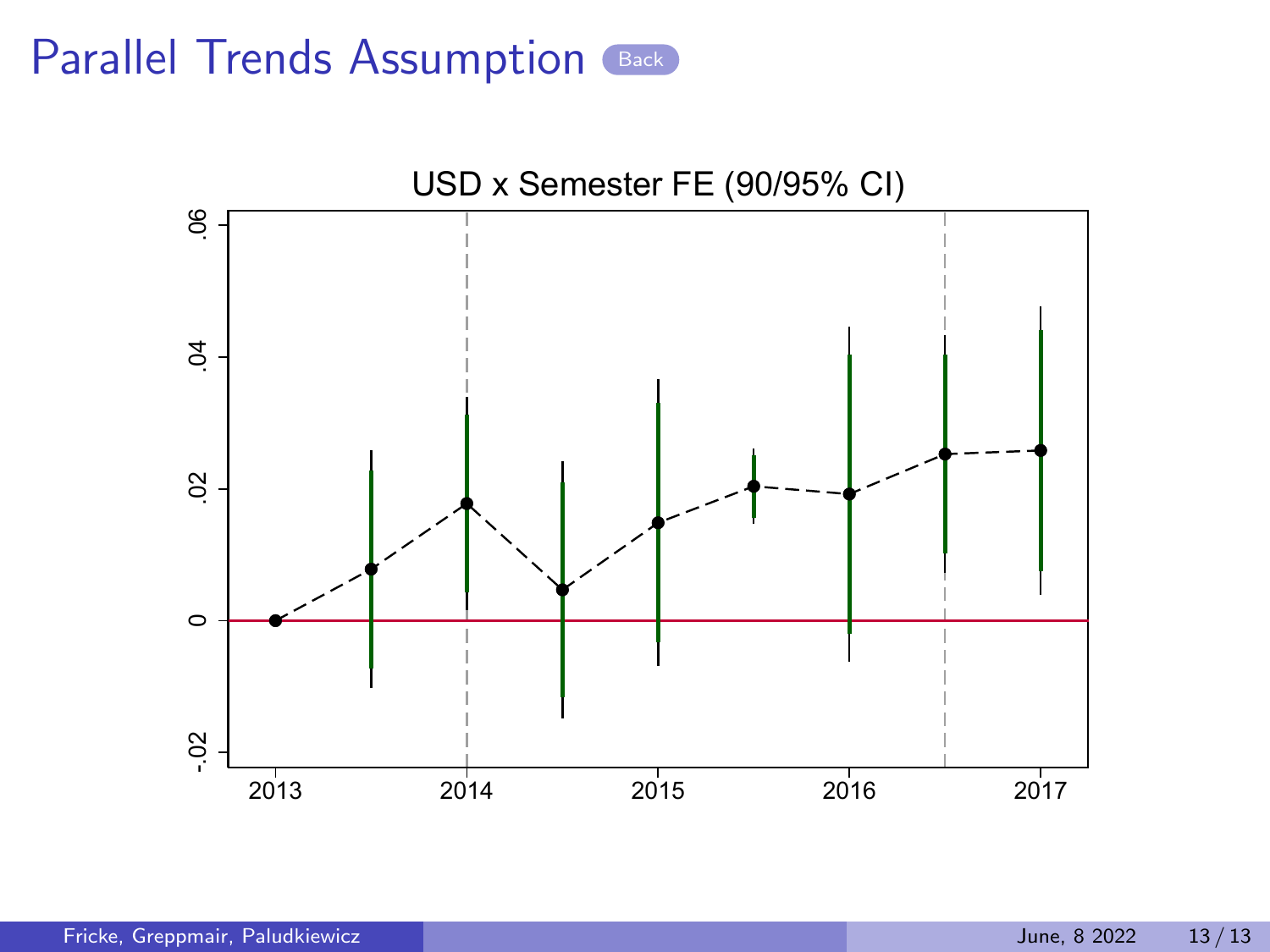# Parallel Trends Assumption

Back

USD x Semester FE (90/95% CI)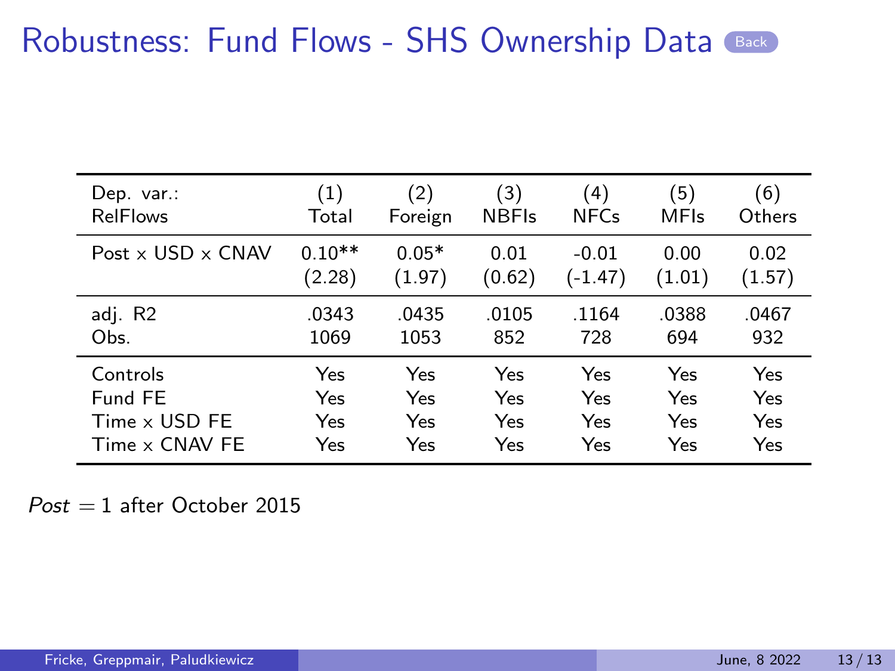# Robustness: Fund Flows - SHS Ownership Data

| Dep. var.: RelFlows | (1) Total | (2) Foreign | (3) NBFIs | (4) NFCs | (5) MFIs | (6) Others |
|---|---|---|---|---|---|---|
| Post × USD × CNAV | 0.10** | 0.05* | 0.01 | -0.01 | 0.00 | 0.02 |
| | (2.28) | (1.97) | (0.62) | (-1.47) | (1.01) | (1.57) |
| adj. R2 | .0343 | .0435 | .0105 | .1164 | .0388 | .0467 |
| Obs. | 1069 | 1053 | 852 | 728 | 694 | 932 |
| Controls | Yes | Yes | Yes | Yes | Yes | Yes |
| Fund FE | Yes | Yes | Yes | Yes | Yes | Yes |
| Time × USD FE | Yes | Yes | Yes | Yes | Yes | Yes |
| Time × CNAV FE | Yes | Yes | Yes | Yes | Yes | Yes |

$Post = 1$ after October 2015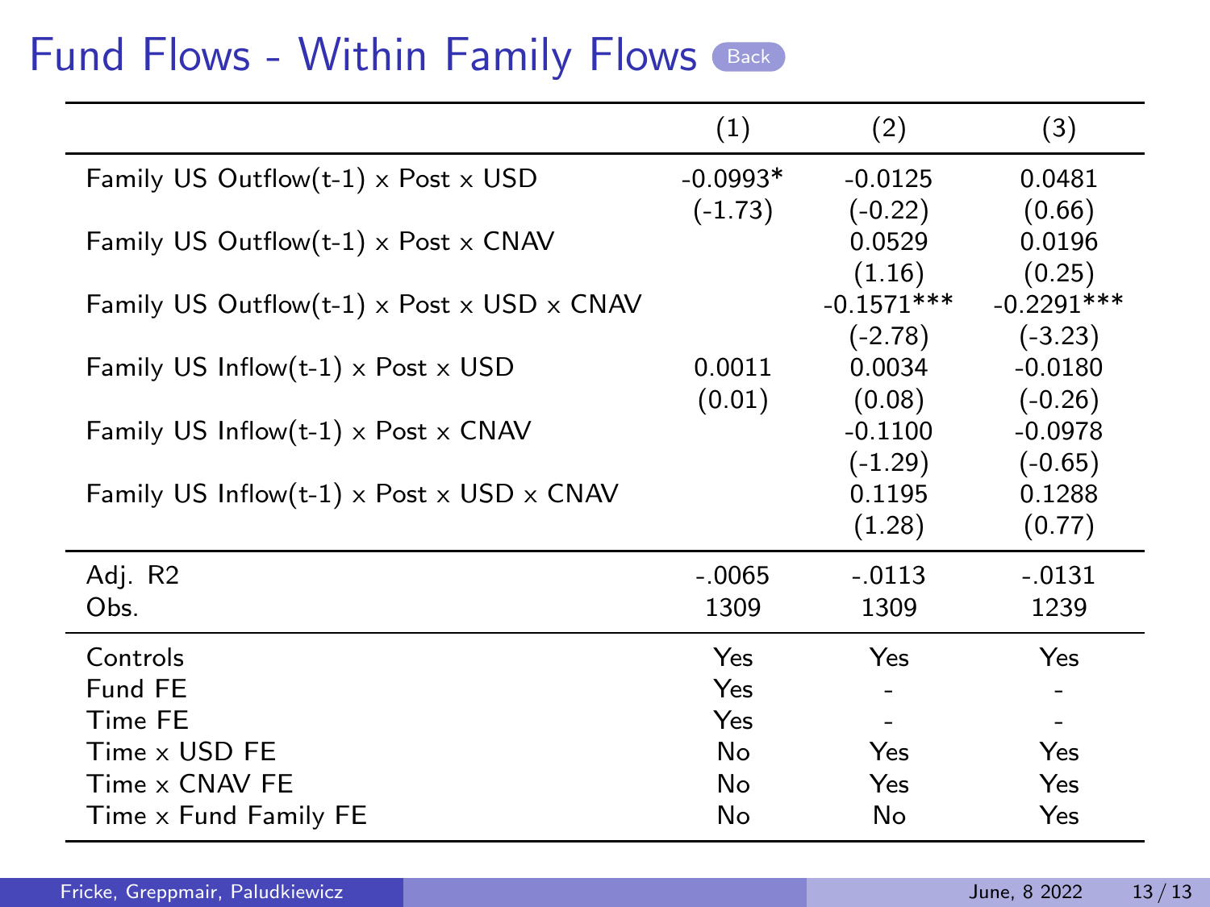# Fund Flows - Within Family Flows

| | (1) | (2) | (3) |
|---|---|---|---|
| Family US Outflow(t-1) × Post × USD | -0.0993* | -0.0125 | 0.0481 |
| | (-1.73) | (-0.22) | (0.66) |
| Family US Outflow(t-1) × Post × CNAV | | 0.0529 | 0.0196 |
| | | (1.16) | (0.25) |
| Family US Outflow(t-1) × Post × USD × CNAV | | -0.1571*** | -0.2291*** |
| | | (-2.78) | (-3.23) |
| Family US Inflow(t-1) × Post × USD | 0.0011 | 0.0034 | -0.0180 |
| | (0.01) | (0.08) | (-0.26) |
| Family US Inflow(t-1) × Post × CNAV | | -0.1100 | -0.0978 |
| | | (-1.29) | (-0.65) |
| Family US Inflow(t-1) × Post × USD × CNAV | | 0.1195 | 0.1288 |
| | | (1.28) | (0.77) |
| Adj. R2 | -.0065 | -.0113 | -.0131 |
| Obs. | 1309 | 1309 | 1239 |
| Controls | Yes | Yes | Yes |
| Fund FE | Yes | - | - |
| Time FE | Yes | - | - |
| Time × USD FE | No | Yes | Yes |
| Time × CNAV FE | No | Yes | Yes |
| Time × Fund Family FE | No | No | Yes |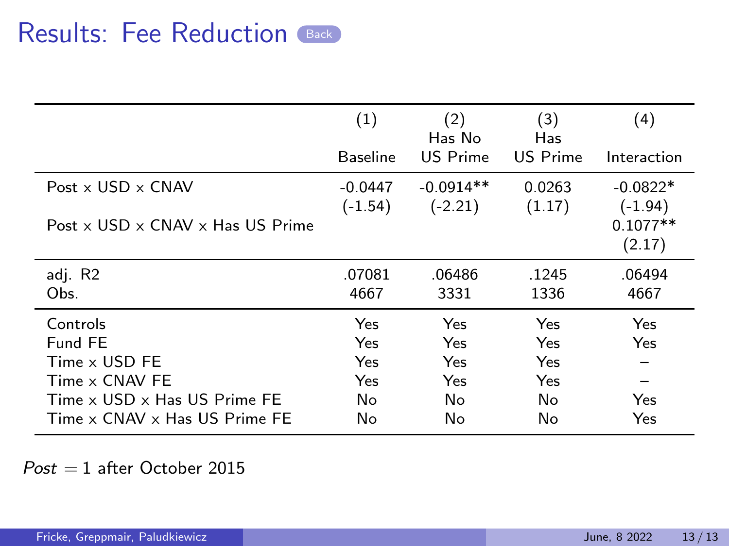# Results: Fee Reduction

|  | (1) Baseline | (2) Has No US Prime | (3) Has US Prime | (4) Interaction |
|---|---|---|---|---|
| Post x USD x CNAV | -0.0447 | -0.0914** | 0.0263 | -0.0822* |
|  | (-1.54) | (-2.21) | (1.17) | (-1.94) |
| Post x USD x CNAV x Has US Prime |  |  |  | 0.1077** |
|  |  |  |  | (2.17) |
| adj. R2 | .07081 | .06486 | .1245 | .06494 |
| Obs. | 4667 | 3331 | 1336 | 4667 |
| Controls | Yes | Yes | Yes | Yes |
| Fund FE | Yes | Yes | Yes | Yes |
| Time x USD FE | Yes | Yes | Yes | – |
| Time x CNAV FE | Yes | Yes | Yes | – |
| Time x USD x Has US Prime FE | No | No | No | Yes |
| Time x CNAV x Has US Prime FE | No | No | No | Yes |

*Post* $= 1$ after October 2015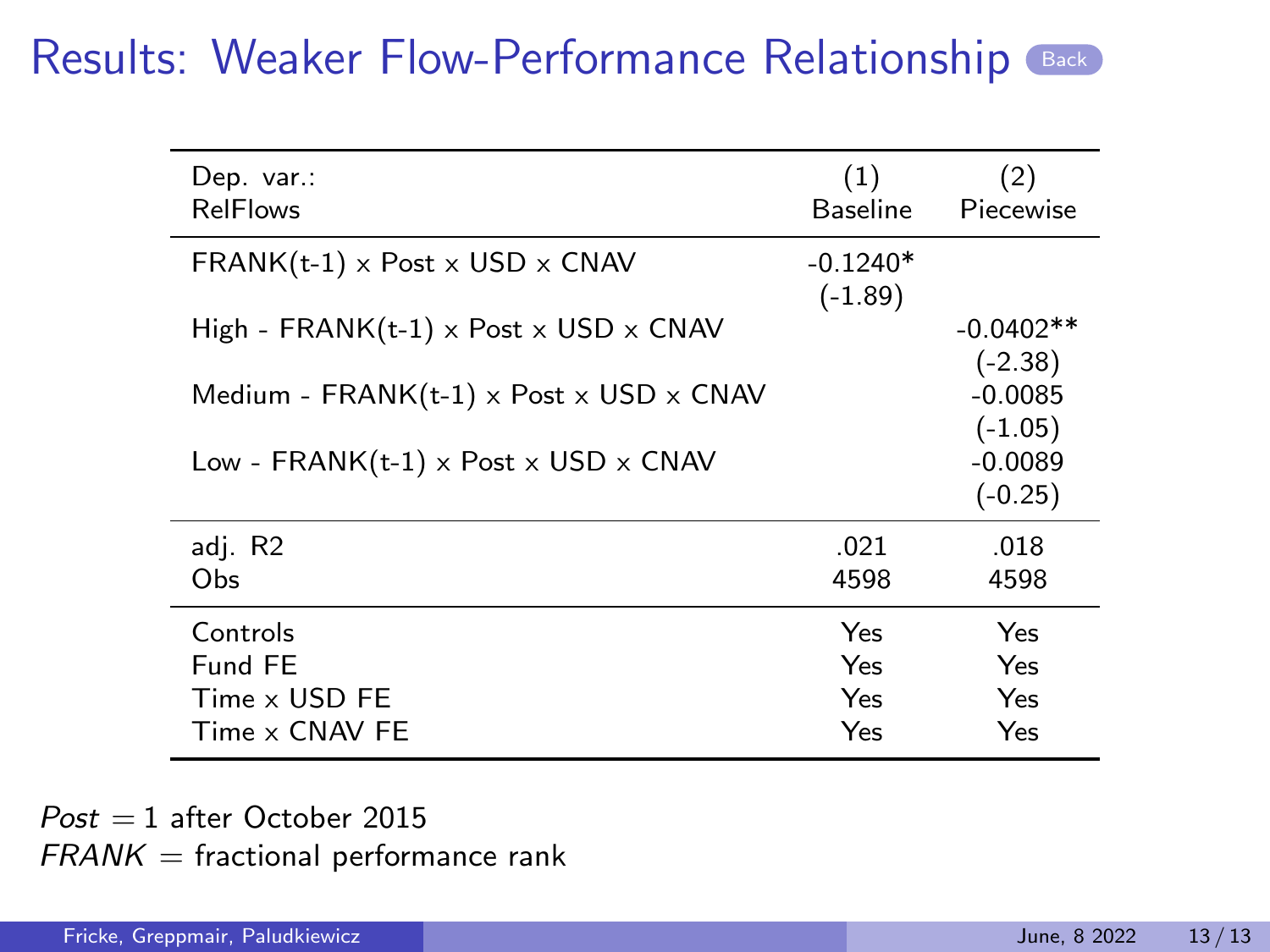# Results: Weaker Flow-Performance Relationship

| Dep. var.: RelFlows | (1) Baseline | (2) Piecewise |
|---|---|---|
| FRANK(t-1) x Post x USD x CNAV | -0.1240* | |
| | (-1.89) | |
| High - FRANK(t-1) x Post x USD x CNAV | | -0.0402** |
| | | (-2.38) |
| Medium - FRANK(t-1) x Post x USD x CNAV | | -0.0085 |
| | | (-1.05) |
| Low - FRANK(t-1) x Post x USD x CNAV | | -0.0089 |
| | | (-0.25) |
| adj. R2 | .021 | .018 |
| Obs | 4598 | 4598 |
| Controls | Yes | Yes |
| Fund FE | Yes | Yes |
| Time x USD FE | Yes | Yes |
| Time x CNAV FE | Yes | Yes |

$Post = 1$ after October 2015

$FRANK$ = fractional performance rank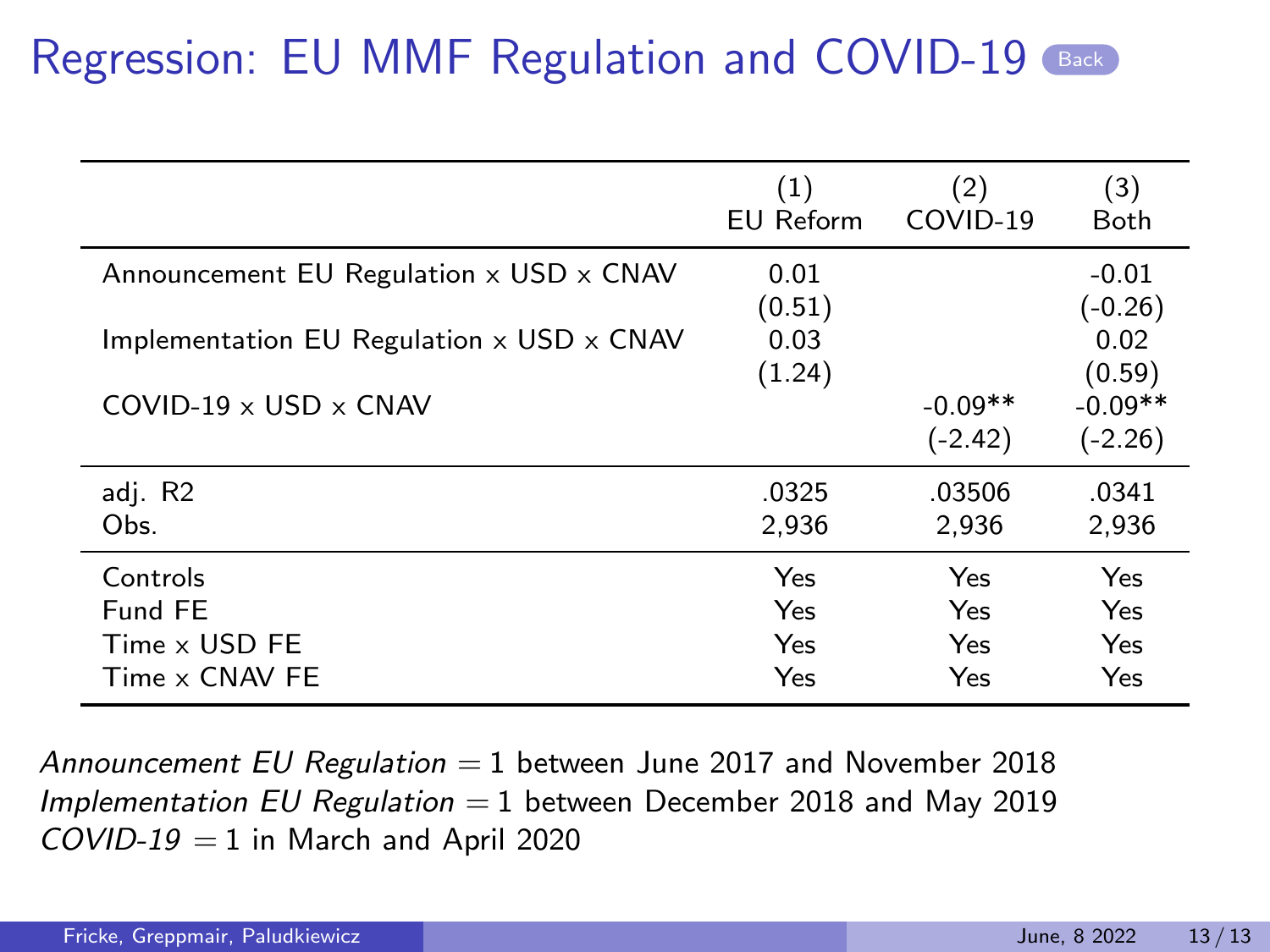# Regression: EU MMF Regulation and COVID-19

| | (1) EU Reform | (2) COVID-19 | (3) Both |
|---|---|---|---|
| Announcement EU Regulation x USD x CNAV | 0.01 | | -0.01 |
| | (0.51) | | (-0.26) |
| Implementation EU Regulation x USD x CNAV | 0.03 | | 0.02 |
| | (1.24) | | (0.59) |
| COVID-19 x USD x CNAV | | -0.09** | -0.09** |
| | | (-2.42) | (-2.26) |
| adj. R2 | .0325 | .03506 | .0341 |
| Obs. | 2,936 | 2,936 | 2,936 |
| Controls | Yes | Yes | Yes |
| Fund FE | Yes | Yes | Yes |
| Time x USD FE | Yes | Yes | Yes |
| Time x CNAV FE | Yes | Yes | Yes |

*Announcement EU Regulation* = 1 between June 2017 and November 2018
*Implementation EU Regulation* = 1 between December 2018 and May 2019
*COVID-19* = 1 in March and April 2020